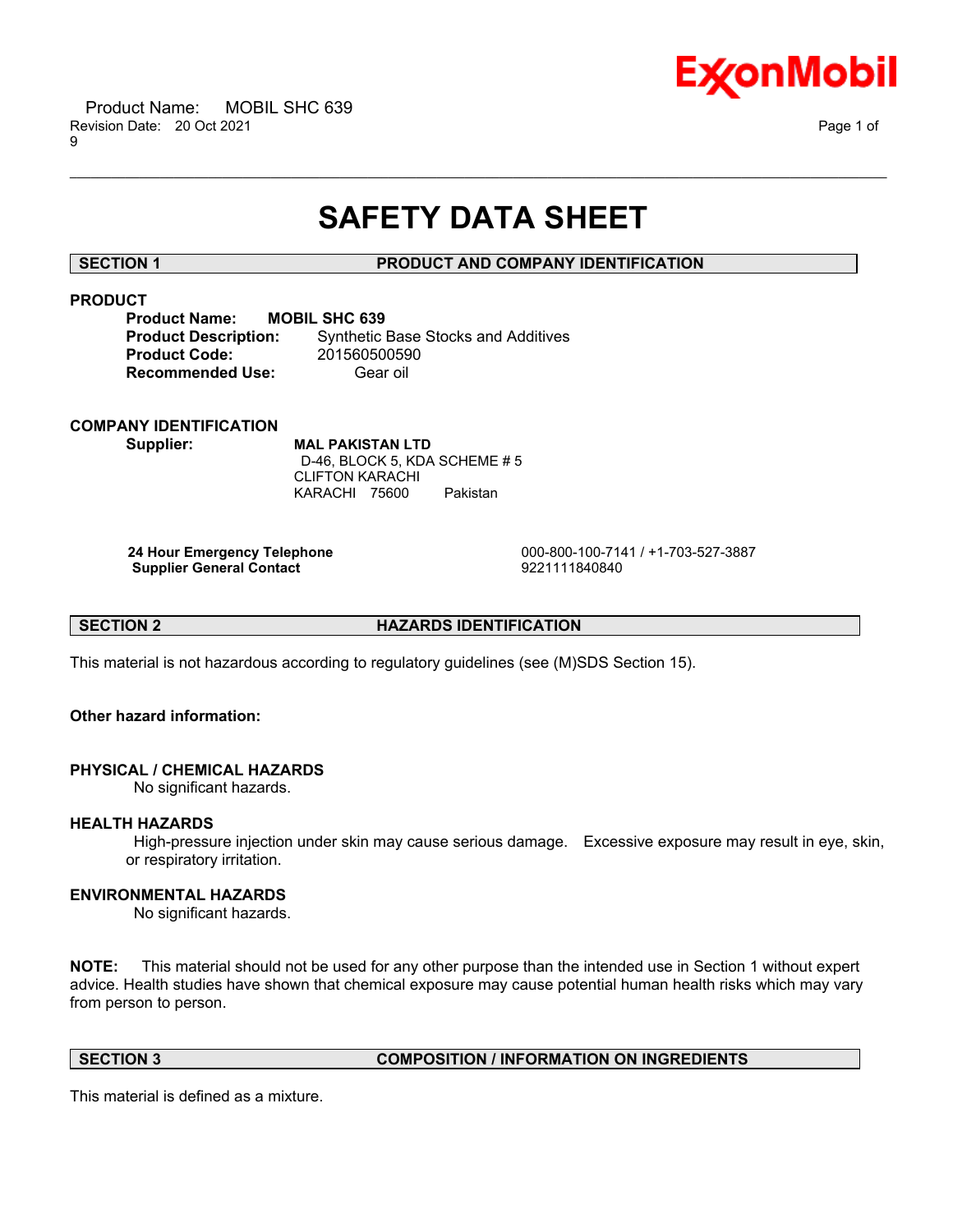Product Name: MOBIL SHC 639
Revision Date: 20 Oct 2021

# SAFETY DATA SHEET

## SECTION 1 PRODUCT AND COMPANY IDENTIFICATION

### PRODUCT

**Product Name:** **MOBIL SHC 639**
**Product Description:** Synthetic Base Stocks and Additives
**Product Code:** 201560500590
**Recommended Use:** Gear oil

### COMPANY IDENTIFICATION

**Supplier:** **MAL PAKISTAN LTD**
D-46, BLOCK 5, KDA SCHEME # 5
CLIFTON KARACHI
KARACHI 75600 Pakistan

**24 Hour Emergency Telephone** 000-800-100-7141 / +1-703-527-3887
**Supplier General Contact** 9221111840840

## SECTION 2 HAZARDS IDENTIFICATION

This material is not hazardous according to regulatory guidelines (see (M)SDS Section 15).

**Other hazard information:**

### PHYSICAL / CHEMICAL HAZARDS

No significant hazards.

### HEALTH HAZARDS

High-pressure injection under skin may cause serious damage. Excessive exposure may result in eye, skin, or respiratory irritation.

### ENVIRONMENTAL HAZARDS

No significant hazards.

**NOTE:** This material should not be used for any other purpose than the intended use in Section 1 without expert advice. Health studies have shown that chemical exposure may cause potential human health risks which may vary from person to person.

## SECTION 3 COMPOSITION / INFORMATION ON INGREDIENTS

This material is defined as a mixture.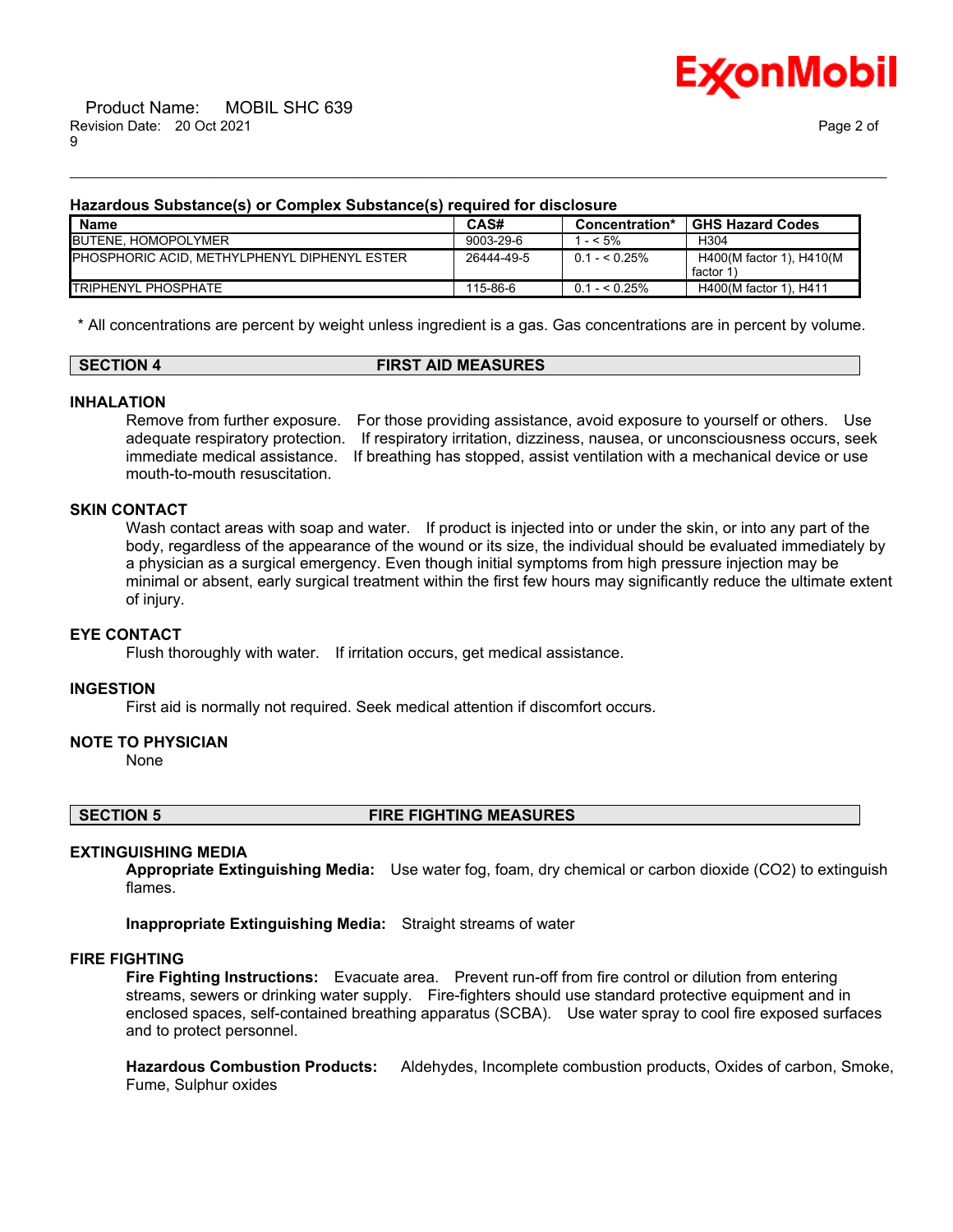### Hazardous Substance(s) or Complex Substance(s) required for disclosure

| Name | CAS# | Concentration* | GHS Hazard Codes |
|---|---|---|---|
| BUTENE, HOMOPOLYMER | 9003-29-6 | 1 - < 5% | H304 |
| PHOSPHORIC ACID, METHYLPHENYL DIPHENYL ESTER | 26444-49-5 | 0.1 - < 0.25% | H400(M factor 1), H410(M factor 1) |
| TRIPHENYL PHOSPHATE | 115-86-6 | 0.1 - < 0.25% | H400(M factor 1), H411 |

* All concentrations are percent by weight unless ingredient is a gas. Gas concentrations are in percent by volume.

## SECTION 4 FIRST AID MEASURES

### INHALATION

Remove from further exposure. For those providing assistance, avoid exposure to yourself or others. Use adequate respiratory protection. If respiratory irritation, dizziness, nausea, or unconsciousness occurs, seek immediate medical assistance. If breathing has stopped, assist ventilation with a mechanical device or use mouth-to-mouth resuscitation.

### SKIN CONTACT

Wash contact areas with soap and water. If product is injected into or under the skin, or into any part of the body, regardless of the appearance of the wound or its size, the individual should be evaluated immediately by a physician as a surgical emergency. Even though initial symptoms from high pressure injection may be minimal or absent, early surgical treatment within the first few hours may significantly reduce the ultimate extent of injury.

### EYE CONTACT

Flush thoroughly with water. If irritation occurs, get medical assistance.

### INGESTION

First aid is normally not required. Seek medical attention if discomfort occurs.

### NOTE TO PHYSICIAN

None

## SECTION 5 FIRE FIGHTING MEASURES

### EXTINGUISHING MEDIA

**Appropriate Extinguishing Media:** Use water fog, foam, dry chemical or carbon dioxide (CO2) to extinguish flames.

**Inappropriate Extinguishing Media:** Straight streams of water

### FIRE FIGHTING

**Fire Fighting Instructions:** Evacuate area. Prevent run-off from fire control or dilution from entering streams, sewers or drinking water supply. Fire-fighters should use standard protective equipment and in enclosed spaces, self-contained breathing apparatus (SCBA). Use water spray to cool fire exposed surfaces and to protect personnel.

**Hazardous Combustion Products:** Aldehydes, Incomplete combustion products, Oxides of carbon, Smoke, Fume, Sulphur oxides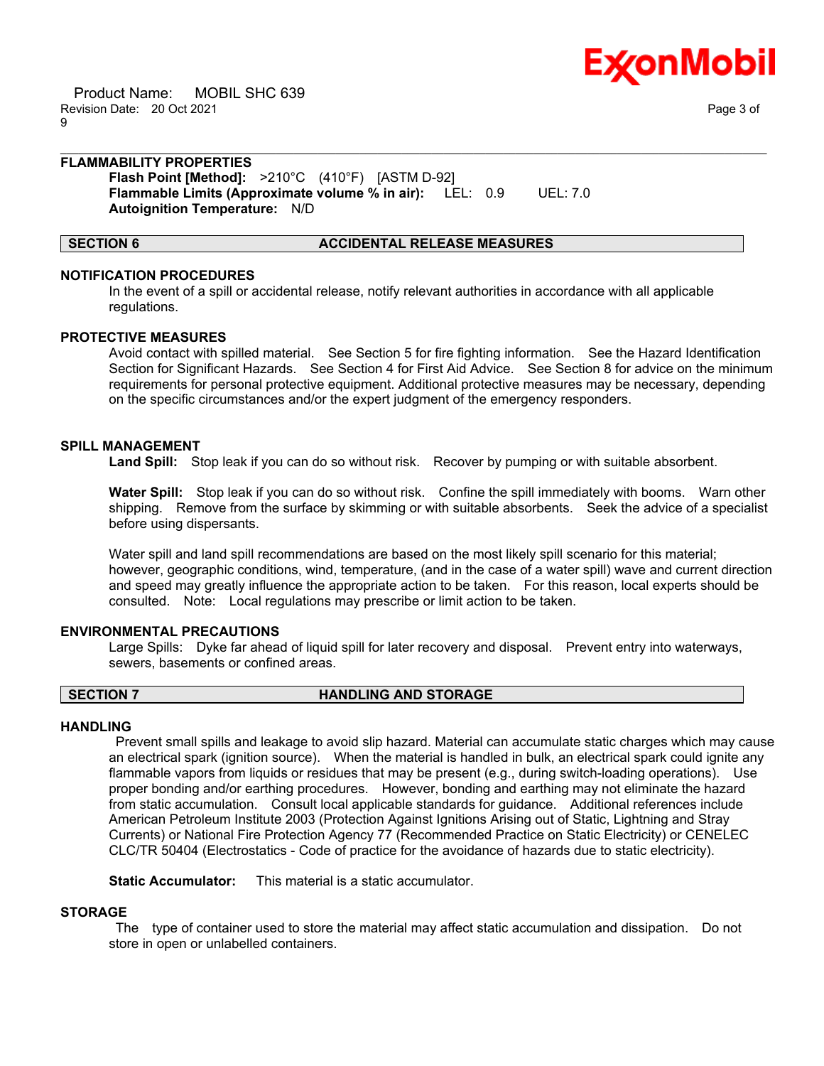### FLAMMABILITY PROPERTIES

**Flash Point [Method]:** >210°C (410°F) [ASTM D-92]
**Flammable Limits (Approximate volume % in air):** LEL: 0.9 UEL: 7.0
**Autoignition Temperature:** N/D

## SECTION 6 ACCIDENTAL RELEASE MEASURES

### NOTIFICATION PROCEDURES

In the event of a spill or accidental release, notify relevant authorities in accordance with all applicable regulations.

### PROTECTIVE MEASURES

Avoid contact with spilled material. See Section 5 for fire fighting information. See the Hazard Identification Section for Significant Hazards. See Section 4 for First Aid Advice. See Section 8 for advice on the minimum requirements for personal protective equipment. Additional protective measures may be necessary, depending on the specific circumstances and/or the expert judgment of the emergency responders.

### SPILL MANAGEMENT

**Land Spill:** Stop leak if you can do so without risk. Recover by pumping or with suitable absorbent.

**Water Spill:** Stop leak if you can do so without risk. Confine the spill immediately with booms. Warn other shipping. Remove from the surface by skimming or with suitable absorbents. Seek the advice of a specialist before using dispersants.

Water spill and land spill recommendations are based on the most likely spill scenario for this material; however, geographic conditions, wind, temperature, (and in the case of a water spill) wave and current direction and speed may greatly influence the appropriate action to be taken. For this reason, local experts should be consulted. Note: Local regulations may prescribe or limit action to be taken.

### ENVIRONMENTAL PRECAUTIONS

Large Spills: Dyke far ahead of liquid spill for later recovery and disposal. Prevent entry into waterways, sewers, basements or confined areas.

## SECTION 7 HANDLING AND STORAGE

### HANDLING

Prevent small spills and leakage to avoid slip hazard. Material can accumulate static charges which may cause an electrical spark (ignition source). When the material is handled in bulk, an electrical spark could ignite any flammable vapors from liquids or residues that may be present (e.g., during switch-loading operations). Use proper bonding and/or earthing procedures. However, bonding and earthing may not eliminate the hazard from static accumulation. Consult local applicable standards for guidance. Additional references include American Petroleum Institute 2003 (Protection Against Ignitions Arising out of Static, Lightning and Stray Currents) or National Fire Protection Agency 77 (Recommended Practice on Static Electricity) or CENELEC CLC/TR 50404 (Electrostatics - Code of practice for the avoidance of hazards due to static electricity).

**Static Accumulator:** This material is a static accumulator.

### STORAGE

The type of container used to store the material may affect static accumulation and dissipation. Do not store in open or unlabelled containers.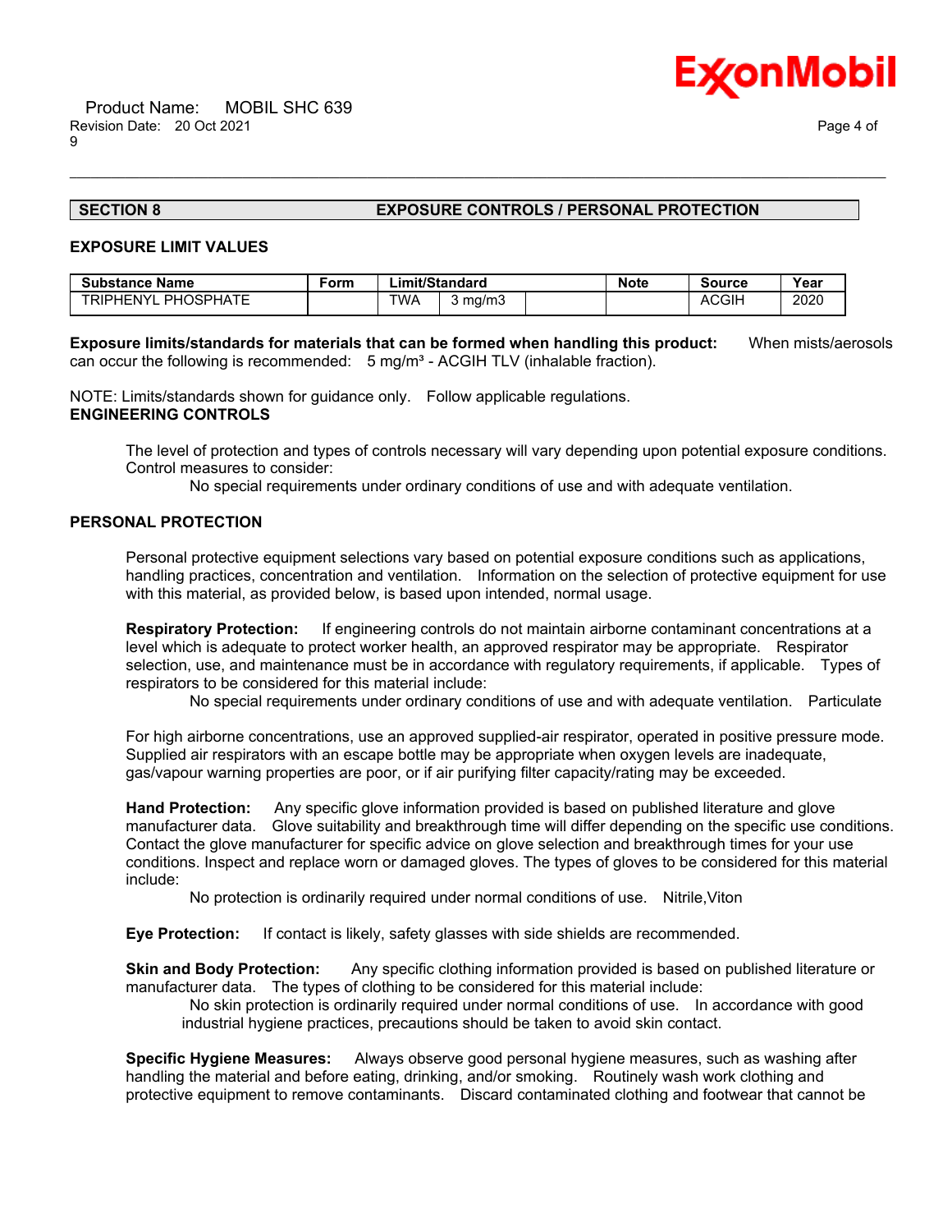## SECTION 8 EXPOSURE CONTROLS / PERSONAL PROTECTION

### EXPOSURE LIMIT VALUES

| Substance Name | Form | Limit/Standard | | | Note | Source | Year |
|---|---|---|---|---|---|---|---|
| TRIPHENYL PHOSPHATE | | TWA | 3 mg/m3 | | | ACGIH | 2020 |

**Exposure limits/standards for materials that can be formed when handling this product:** When mists/aerosols can occur the following is recommended: 5 mg/m³ - ACGIH TLV (inhalable fraction).

NOTE: Limits/standards shown for guidance only. Follow applicable regulations.

### ENGINEERING CONTROLS

The level of protection and types of controls necessary will vary depending upon potential exposure conditions. Control measures to consider:

No special requirements under ordinary conditions of use and with adequate ventilation.

### PERSONAL PROTECTION

Personal protective equipment selections vary based on potential exposure conditions such as applications, handling practices, concentration and ventilation. Information on the selection of protective equipment for use with this material, as provided below, is based upon intended, normal usage.

**Respiratory Protection:** If engineering controls do not maintain airborne contaminant concentrations at a level which is adequate to protect worker health, an approved respirator may be appropriate. Respirator selection, use, and maintenance must be in accordance with regulatory requirements, if applicable. Types of respirators to be considered for this material include:

No special requirements under ordinary conditions of use and with adequate ventilation. Particulate

For high airborne concentrations, use an approved supplied-air respirator, operated in positive pressure mode. Supplied air respirators with an escape bottle may be appropriate when oxygen levels are inadequate, gas/vapour warning properties are poor, or if air purifying filter capacity/rating may be exceeded.

**Hand Protection:** Any specific glove information provided is based on published literature and glove manufacturer data. Glove suitability and breakthrough time will differ depending on the specific use conditions. Contact the glove manufacturer for specific advice on glove selection and breakthrough times for your use conditions. Inspect and replace worn or damaged gloves. The types of gloves to be considered for this material include:

No protection is ordinarily required under normal conditions of use. Nitrile,Viton

**Eye Protection:** If contact is likely, safety glasses with side shields are recommended.

**Skin and Body Protection:** Any specific clothing information provided is based on published literature or manufacturer data. The types of clothing to be considered for this material include:

No skin protection is ordinarily required under normal conditions of use. In accordance with good industrial hygiene practices, precautions should be taken to avoid skin contact.

**Specific Hygiene Measures:** Always observe good personal hygiene measures, such as washing after handling the material and before eating, drinking, and/or smoking. Routinely wash work clothing and protective equipment to remove contaminants. Discard contaminated clothing and footwear that cannot be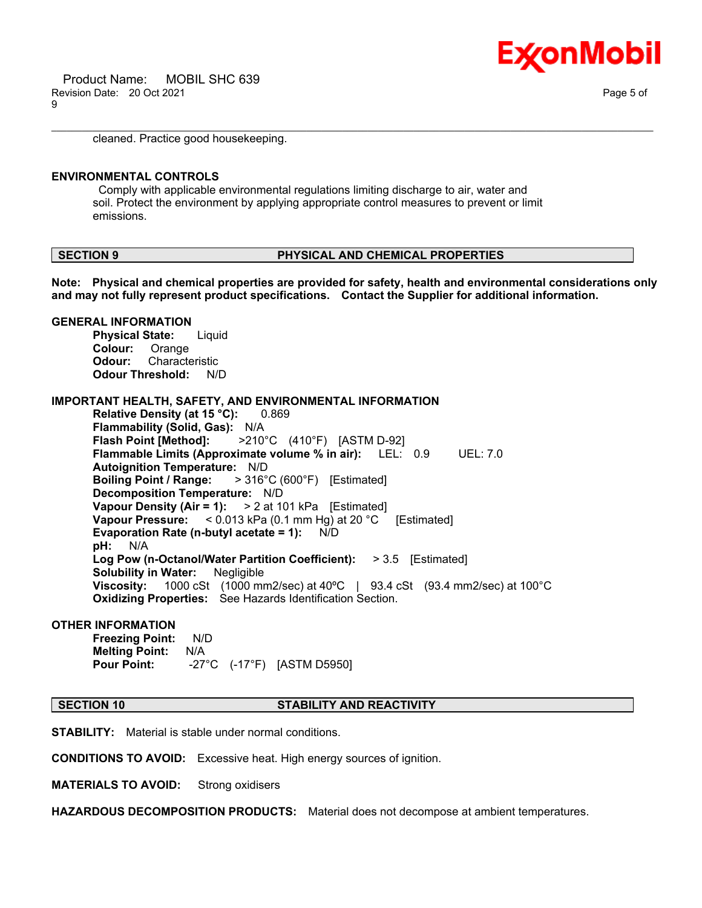cleaned. Practice good housekeeping.

**ENVIRONMENTAL CONTROLS**

Comply with applicable environmental regulations limiting discharge to air, water and soil. Protect the environment by applying appropriate control measures to prevent or limit emissions.

## SECTION 9 PHYSICAL AND CHEMICAL PROPERTIES

**Note: Physical and chemical properties are provided for safety, health and environmental considerations only and may not fully represent product specifications. Contact the Supplier for additional information.**

**GENERAL INFORMATION**

**Physical State:** Liquid
**Colour:** Orange
**Odour:** Characteristic
**Odour Threshold:** N/D

**IMPORTANT HEALTH, SAFETY, AND ENVIRONMENTAL INFORMATION**

**Relative Density (at 15 °C):** 0.869
**Flammability (Solid, Gas):** N/A
**Flash Point [Method]:** >210°C (410°F) [ASTM D-92]
**Flammable Limits (Approximate volume % in air):** LEL: 0.9 UEL: 7.0
**Autoignition Temperature:** N/D
**Boiling Point / Range:** > 316°C (600°F) [Estimated]
**Decomposition Temperature:** N/D
**Vapour Density (Air = 1):** > 2 at 101 kPa [Estimated]
**Vapour Pressure:** < 0.013 kPa (0.1 mm Hg) at 20 °C [Estimated]
**Evaporation Rate (n-butyl acetate = 1):** N/D
**pH:** N/A
**Log Pow (n-Octanol/Water Partition Coefficient):** > 3.5 [Estimated]
**Solubility in Water:** Negligible
**Viscosity:** 1000 cSt (1000 mm2/sec) at 40ºC | 93.4 cSt (93.4 mm2/sec) at 100°C
**Oxidizing Properties:** See Hazards Identification Section.

**OTHER INFORMATION**

**Freezing Point:** N/D
**Melting Point:** N/A
**Pour Point:** -27°C (-17°F) [ASTM D5950]

## SECTION 10 STABILITY AND REACTIVITY

**STABILITY:** Material is stable under normal conditions.

**CONDITIONS TO AVOID:** Excessive heat. High energy sources of ignition.

**MATERIALS TO AVOID:** Strong oxidisers

**HAZARDOUS DECOMPOSITION PRODUCTS:** Material does not decompose at ambient temperatures.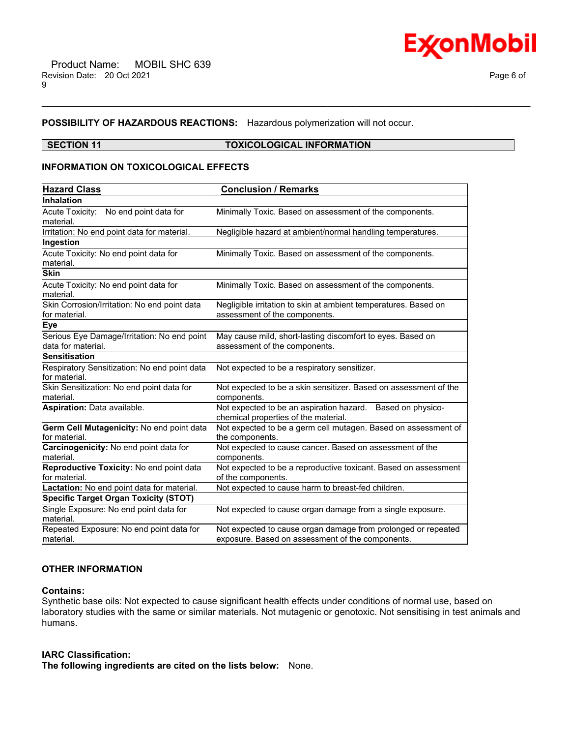**POSSIBILITY OF HAZARDOUS REACTIONS:** Hazardous polymerization will not occur.

## SECTION 11 TOXICOLOGICAL INFORMATION

### INFORMATION ON TOXICOLOGICAL EFFECTS

| Hazard Class | Conclusion / Remarks |
|---|---|
| **Inhalation** | |
| Acute Toxicity: No end point data for material. | Minimally Toxic. Based on assessment of the components. |
| Irritation: No end point data for material. | Negligible hazard at ambient/normal handling temperatures. |
| **Ingestion** | |
| Acute Toxicity: No end point data for material. | Minimally Toxic. Based on assessment of the components. |
| **Skin** | |
| Acute Toxicity: No end point data for material. | Minimally Toxic. Based on assessment of the components. |
| Skin Corrosion/Irritation: No end point data for material. | Negligible irritation to skin at ambient temperatures. Based on assessment of the components. |
| **Eye** | |
| Serious Eye Damage/Irritation: No end point data for material. | May cause mild, short-lasting discomfort to eyes. Based on assessment of the components. |
| **Sensitisation** | |
| Respiratory Sensitization: No end point data for material. | Not expected to be a respiratory sensitizer. |
| Skin Sensitization: No end point data for material. | Not expected to be a skin sensitizer. Based on assessment of the components. |
| **Aspiration:** Data available. | Not expected to be an aspiration hazard. Based on physico-chemical properties of the material. |
| **Germ Cell Mutagenicity:** No end point data for material. | Not expected to be a germ cell mutagen. Based on assessment of the components. |
| **Carcinogenicity:** No end point data for material. | Not expected to cause cancer. Based on assessment of the components. |
| **Reproductive Toxicity:** No end point data for material. | Not expected to be a reproductive toxicant. Based on assessment of the components. |
| **Lactation:** No end point data for material. | Not expected to cause harm to breast-fed children. |
| **Specific Target Organ Toxicity (STOT)** | |
| Single Exposure: No end point data for material. | Not expected to cause organ damage from a single exposure. |
| Repeated Exposure: No end point data for material. | Not expected to cause organ damage from prolonged or repeated exposure. Based on assessment of the components. |

### OTHER INFORMATION

**Contains:**
Synthetic base oils: Not expected to cause significant health effects under conditions of normal use, based on laboratory studies with the same or similar materials. Not mutagenic or genotoxic. Not sensitising in test animals and humans.

**IARC Classification:**
**The following ingredients are cited on the lists below:** None.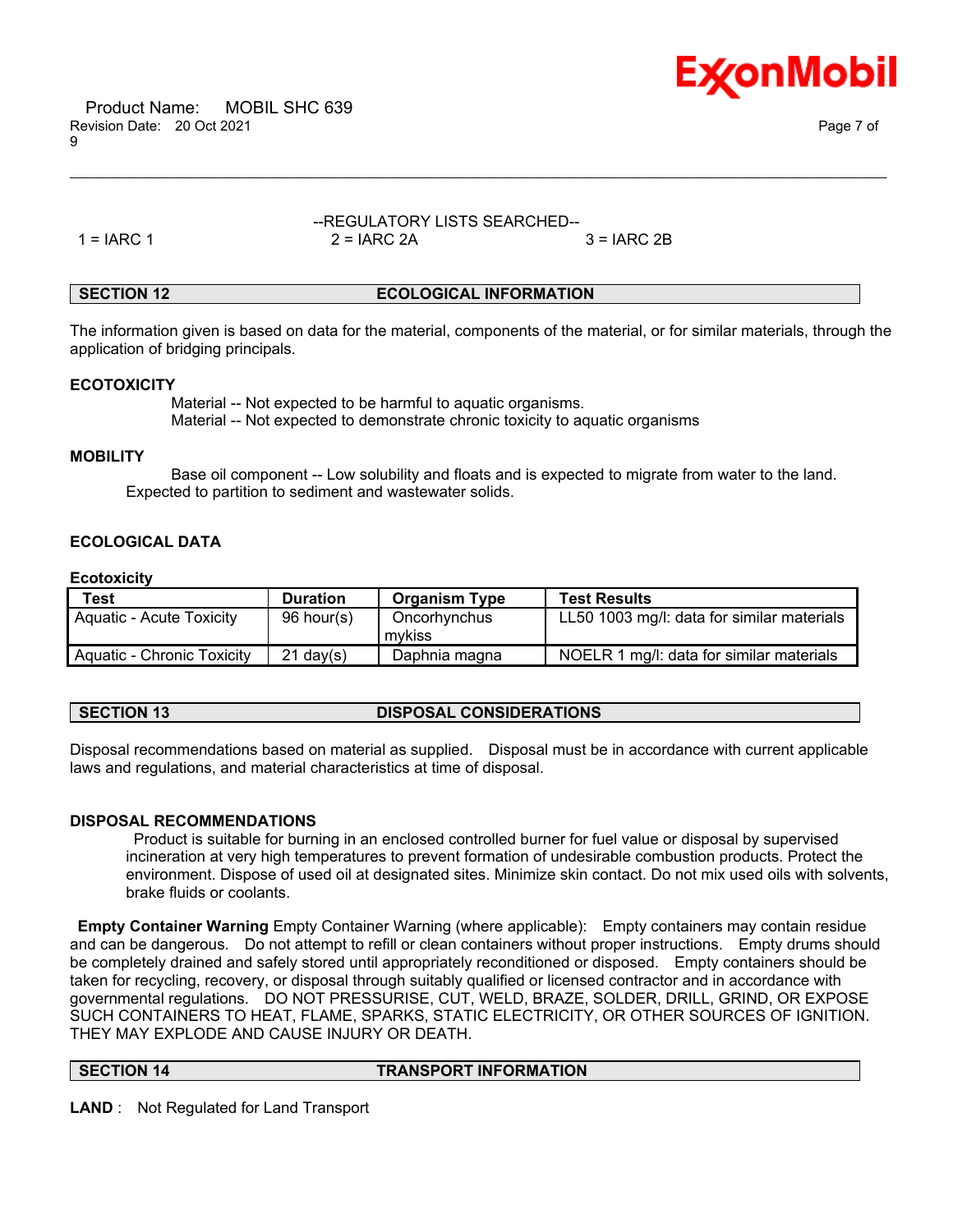--REGULATORY LISTS SEARCHED--

1 = IARC 1 2 = IARC 2A 3 = IARC 2B

## SECTION 12 ECOLOGICAL INFORMATION

The information given is based on data for the material, components of the material, or for similar materials, through the application of bridging principals.

### ECOTOXICITY

Material -- Not expected to be harmful to aquatic organisms.
Material -- Not expected to demonstrate chronic toxicity to aquatic organisms

### MOBILITY

Base oil component -- Low solubility and floats and is expected to migrate from water to the land. Expected to partition to sediment and wastewater solids.

### ECOLOGICAL DATA

**Ecotoxicity**

| Test | Duration | Organism Type | Test Results |
|---|---|---|---|
| Aquatic - Acute Toxicity | 96 hour(s) | Oncorhynchus mykiss | LL50 1003 mg/l: data for similar materials |
| Aquatic - Chronic Toxicity | 21 day(s) | Daphnia magna | NOELR 1 mg/l: data for similar materials |

## SECTION 13 DISPOSAL CONSIDERATIONS

Disposal recommendations based on material as supplied. Disposal must be in accordance with current applicable laws and regulations, and material characteristics at time of disposal.

### DISPOSAL RECOMMENDATIONS

Product is suitable for burning in an enclosed controlled burner for fuel value or disposal by supervised incineration at very high temperatures to prevent formation of undesirable combustion products. Protect the environment. Dispose of used oil at designated sites. Minimize skin contact. Do not mix used oils with solvents, brake fluids or coolants.

**Empty Container Warning** Empty Container Warning (where applicable): Empty containers may contain residue and can be dangerous. Do not attempt to refill or clean containers without proper instructions. Empty drums should be completely drained and safely stored until appropriately reconditioned or disposed. Empty containers should be taken for recycling, recovery, or disposal through suitably qualified or licensed contractor and in accordance with governmental regulations. DO NOT PRESSURISE, CUT, WELD, BRAZE, SOLDER, DRILL, GRIND, OR EXPOSE SUCH CONTAINERS TO HEAT, FLAME, SPARKS, STATIC ELECTRICITY, OR OTHER SOURCES OF IGNITION. THEY MAY EXPLODE AND CAUSE INJURY OR DEATH.

## SECTION 14 TRANSPORT INFORMATION

**LAND** : Not Regulated for Land Transport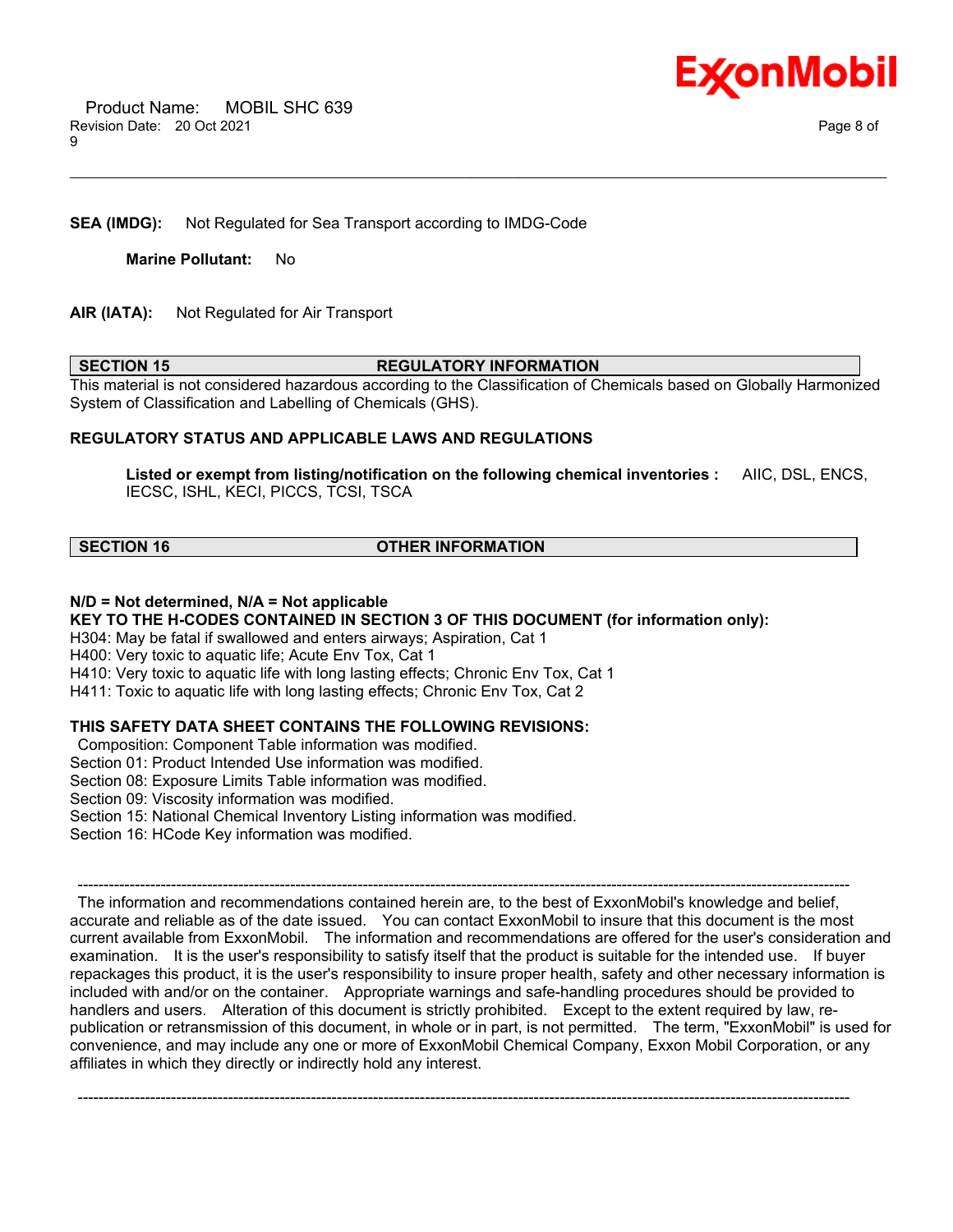**SEA (IMDG):** Not Regulated for Sea Transport according to IMDG-Code

**Marine Pollutant:** No

**AIR (IATA):** Not Regulated for Air Transport

## SECTION 15 REGULATORY INFORMATION

This material is not considered hazardous according to the Classification of Chemicals based on Globally Harmonized System of Classification and Labelling of Chemicals (GHS).

**REGULATORY STATUS AND APPLICABLE LAWS AND REGULATIONS**

**Listed or exempt from listing/notification on the following chemical inventories :** AIIC, DSL, ENCS, IECSC, ISHL, KECI, PICCS, TCSI, TSCA

## SECTION 16 OTHER INFORMATION

**N/D = Not determined, N/A = Not applicable**

**KEY TO THE H-CODES CONTAINED IN SECTION 3 OF THIS DOCUMENT (for information only):**

H304: May be fatal if swallowed and enters airways; Aspiration, Cat 1
H400: Very toxic to aquatic life; Acute Env Tox, Cat 1
H410: Very toxic to aquatic life with long lasting effects; Chronic Env Tox, Cat 1
H411: Toxic to aquatic life with long lasting effects; Chronic Env Tox, Cat 2

**THIS SAFETY DATA SHEET CONTAINS THE FOLLOWING REVISIONS:**

Composition: Component Table information was modified.
Section 01: Product Intended Use information was modified.
Section 08: Exposure Limits Table information was modified.
Section 09: Viscosity information was modified.
Section 15: National Chemical Inventory Listing information was modified.
Section 16: HCode Key information was modified.

---

The information and recommendations contained herein are, to the best of ExxonMobil's knowledge and belief, accurate and reliable as of the date issued. You can contact ExxonMobil to insure that this document is the most current available from ExxonMobil. The information and recommendations are offered for the user's consideration and examination. It is the user's responsibility to satisfy itself that the product is suitable for the intended use. If buyer repackages this product, it is the user's responsibility to insure proper health, safety and other necessary information is included with and/or on the container. Appropriate warnings and safe-handling procedures should be provided to handlers and users. Alteration of this document is strictly prohibited. Except to the extent required by law, re-publication or retransmission of this document, in whole or in part, is not permitted. The term, "ExxonMobil" is used for convenience, and may include any one or more of ExxonMobil Chemical Company, Exxon Mobil Corporation, or any affiliates in which they directly or indirectly hold any interest.

---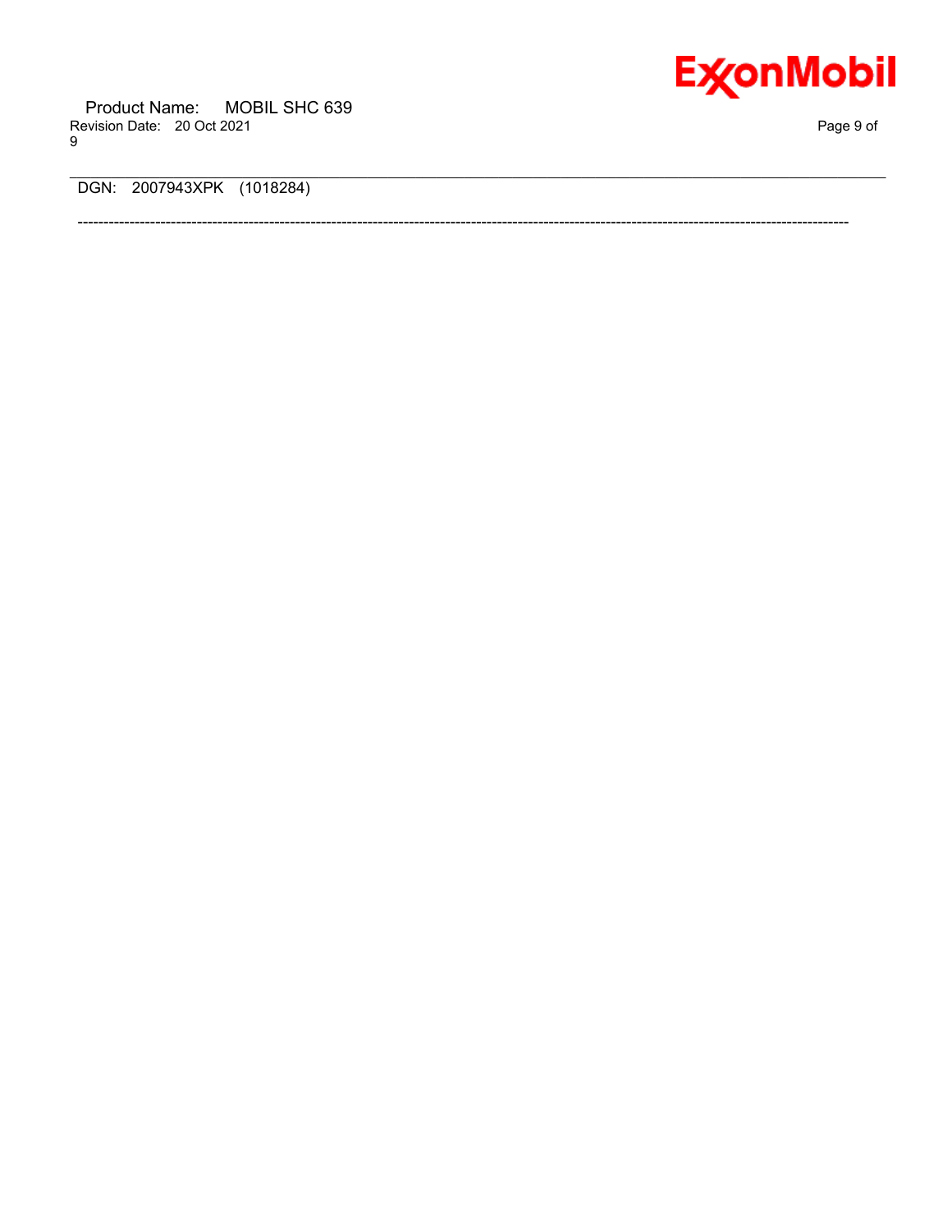DGN: 2007943XPK (1018284)

---